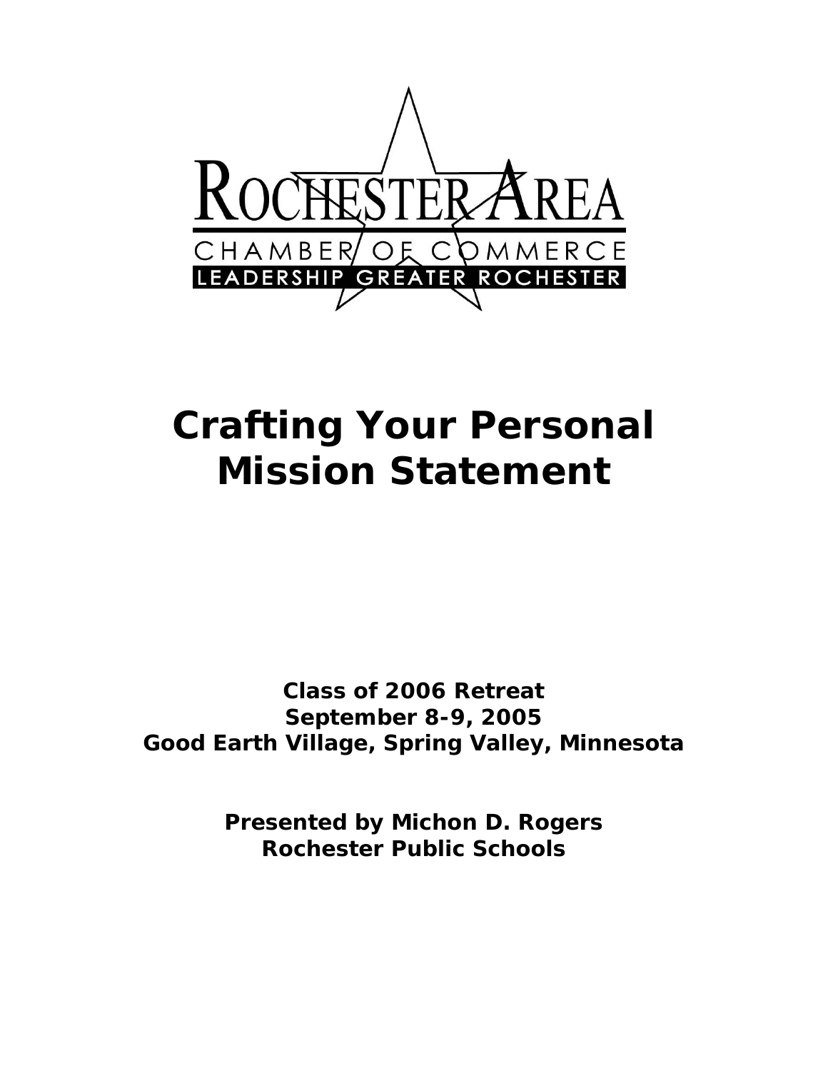ROCHESTER AREA

CHAMBER OF COMMERCE

LEADERSHIP GREATER ROCHESTER

# Crafting Your Personal Mission Statement

**Class of 2006 Retreat**
**September 8-9, 2005**
**Good Earth Village, Spring Valley, Minnesota**

**Presented by Michon D. Rogers**
**Rochester Public Schools**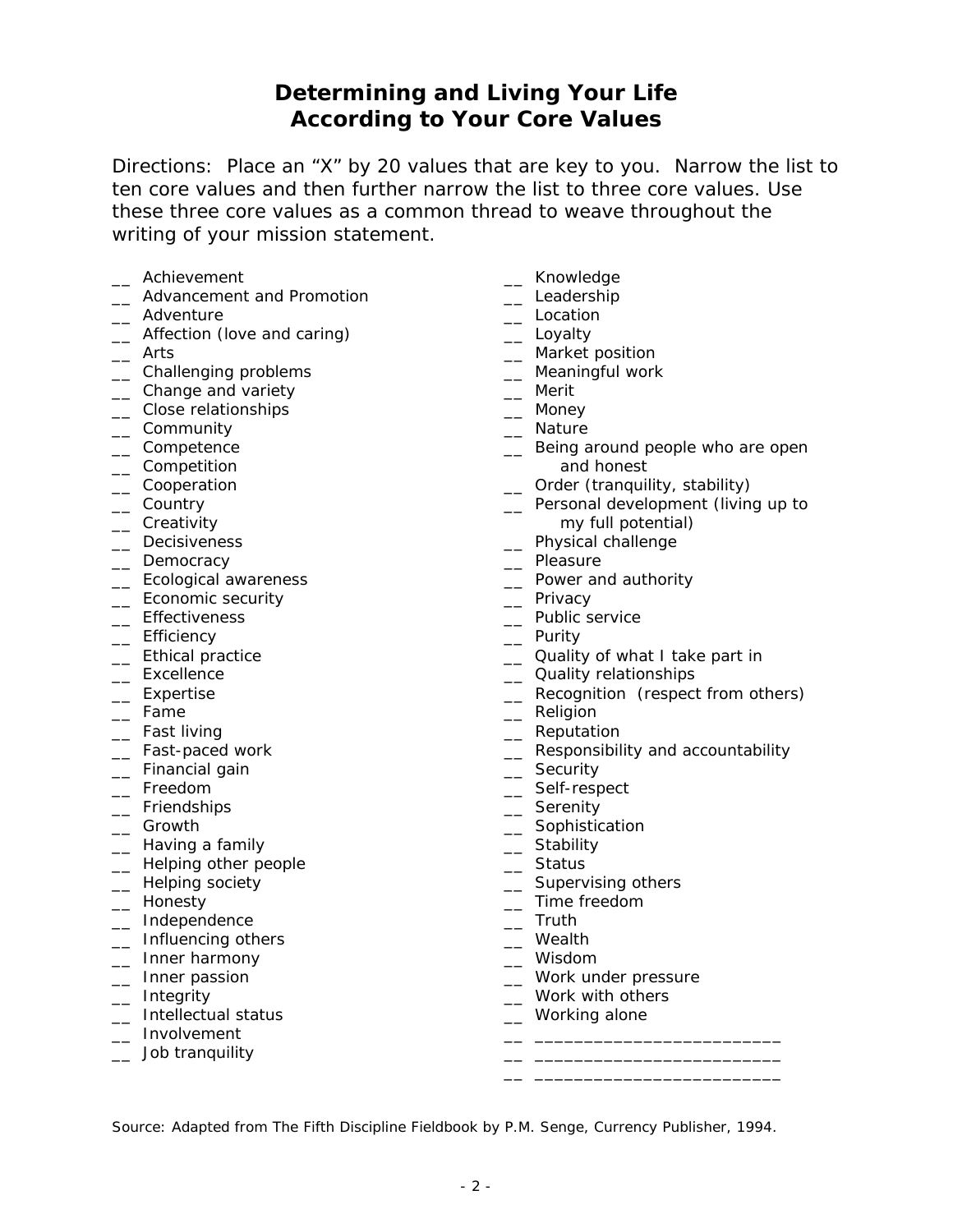# Determining and Living Your Life According to Your Core Values

Directions: Place an "X" by 20 values that are key to you. Narrow the list to ten core values and then further narrow the list to three core values. Use these three core values as a common thread to weave throughout the writing of your mission statement.

__ Achievement
__ Advancement and Promotion
__ Adventure
__ Affection (love and caring)
__ Arts
__ Challenging problems
__ Change and variety
__ Close relationships
__ Community
__ Competence
__ Competition
__ Cooperation
__ Country
__ Creativity
__ Decisiveness
__ Democracy
__ Ecological awareness
__ Economic security
__ Effectiveness
__ Efficiency
__ Ethical practice
__ Excellence
__ Expertise
__ Fame
__ Fast living
__ Fast-paced work
__ Financial gain
__ Freedom
__ Friendships
__ Growth
__ Having a family
__ Helping other people
__ Helping society
__ Honesty
__ Independence
__ Influencing others
__ Inner harmony
__ Inner passion
__ Integrity
__ Intellectual status
__ Involvement
__ Job tranquility
__ Knowledge
__ Leadership
__ Location
__ Loyalty
__ Market position
__ Meaningful work
__ Merit
__ Money
__ Nature
__ Being around people who are open and honest
__ Order (tranquility, stability)
__ Personal development (living up to my full potential)
__ Physical challenge
__ Pleasure
__ Power and authority
__ Privacy
__ Public service
__ Purity
__ Quality of what I take part in
__ Quality relationships
__ Recognition (respect from others)
__ Religion
__ Reputation
__ Responsibility and accountability
__ Security
__ Self-respect
__ Serenity
__ Sophistication
__ Stability
__ Status
__ Supervising others
__ Time freedom
__ Truth
__ Wealth
__ Wisdom
__ Work under pressure
__ Work with others
__ Working alone
__ _________________________
__ _________________________
__ _________________________

Source: Adapted from The Fifth Discipline Fieldbook by P.M. Senge, Currency Publisher, 1994.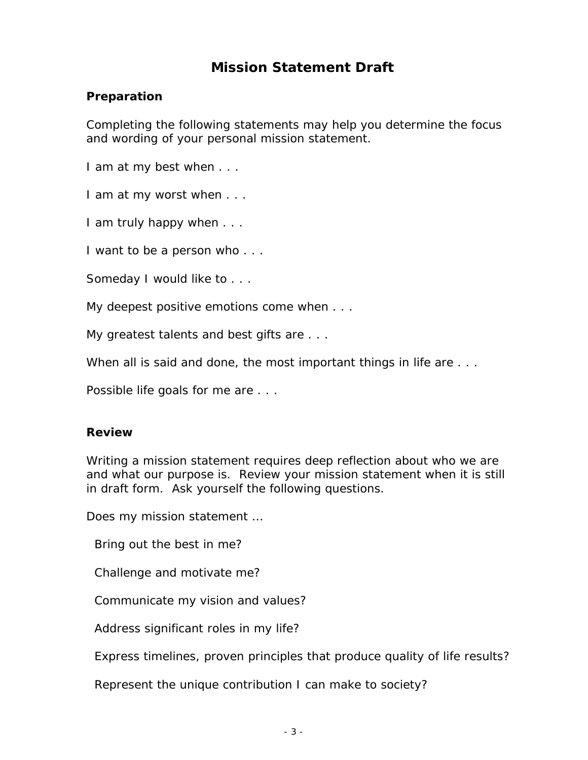# Mission Statement Draft

### Preparation

Completing the following statements may help you determine the focus and wording of your personal mission statement.

I am at my best when . . .

I am at my worst when . . .

I am truly happy when . . .

I want to be a person who . . .

Someday I would like to . . .

My deepest positive emotions come when . . .

My greatest talents and best gifts are . . .

When all is said and done, the most important things in life are . . .

Possible life goals for me are . . .

### Review

Writing a mission statement requires deep reflection about who we are and what our purpose is. Review your mission statement when it is still in draft form. Ask yourself the following questions.

Does my mission statement …

Bring out the best in me?

Challenge and motivate me?

Communicate my vision and values?

Address significant roles in my life?

Express timelines, proven principles that produce quality of life results?

Represent the unique contribution I can make to society?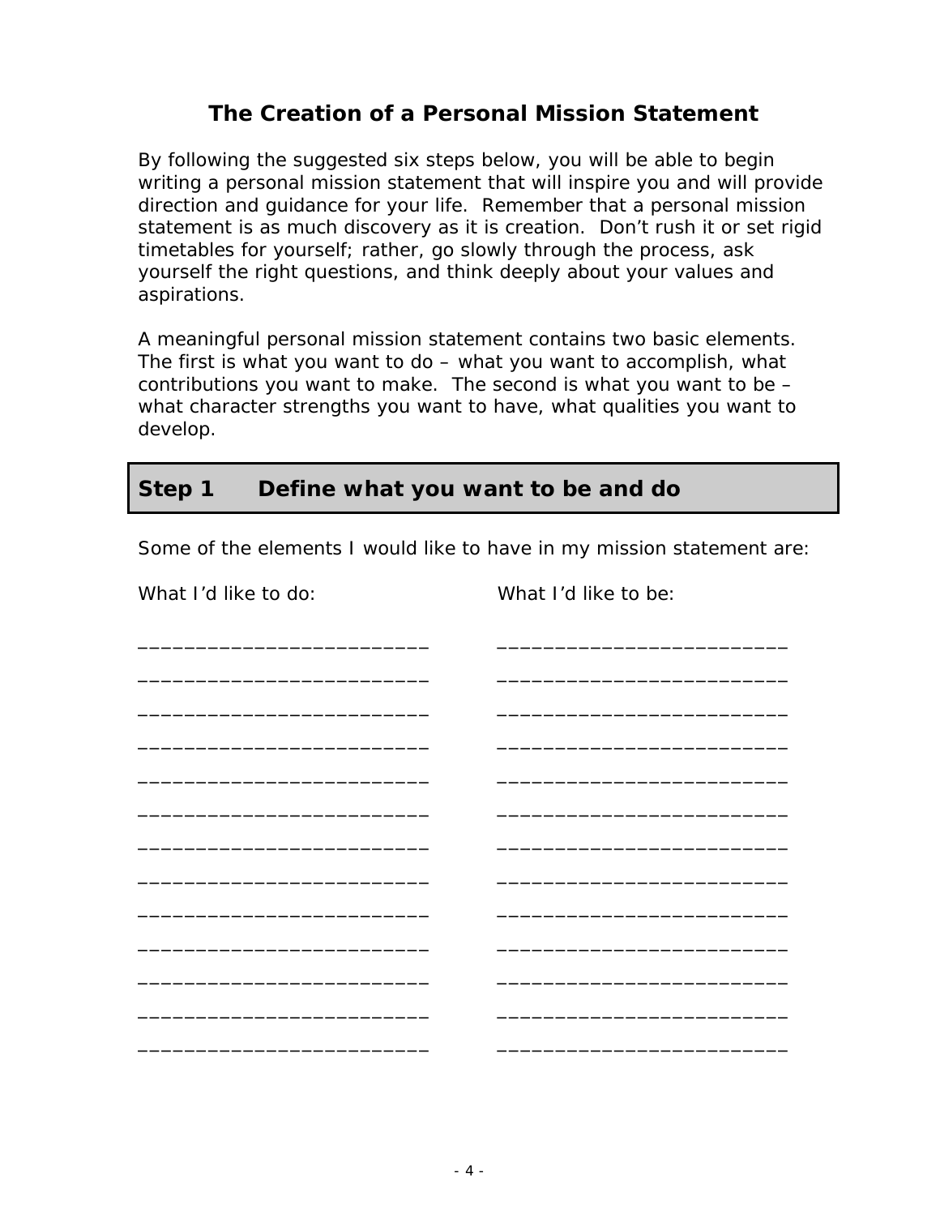# The Creation of a Personal Mission Statement

By following the suggested six steps below, you will be able to begin writing a personal mission statement that will inspire you and will provide direction and guidance for your life. Remember that a personal mission statement is as much discovery as it is creation. Don't rush it or set rigid timetables for yourself; rather, go slowly through the process, ask yourself the right questions, and think deeply about your values and aspirations.

A meaningful personal mission statement contains two basic elements. The first is what you want to do – what you want to accomplish, what contributions you want to make. The second is what you want to be – what character strengths you want to have, what qualities you want to develop.

## Step 1 Define what you want to be and do

Some of the elements I would like to have in my mission statement are:

| What I'd like to do: | What I'd like to be: |
| --- | --- |
| _________________________ | _________________________ |
| _________________________ | _________________________ |
| _________________________ | _________________________ |
| _________________________ | _________________________ |
| _________________________ | _________________________ |
| _________________________ | _________________________ |
| _________________________ | _________________________ |
| _________________________ | _________________________ |
| _________________________ | _________________________ |
| _________________________ | _________________________ |
| _________________________ | _________________________ |
| _________________________ | _________________________ |
| _________________________ | _________________________ |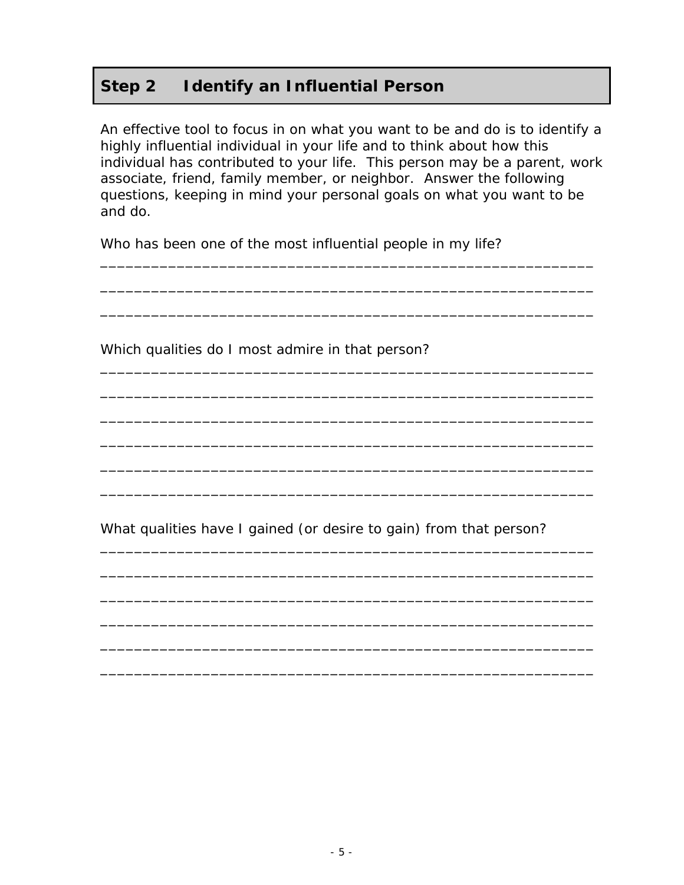## Step 2 Identify an Influential Person

An effective tool to focus in on what you want to be and do is to identify a highly influential individual in your life and to think about how this individual has contributed to your life. This person may be a parent, work associate, friend, family member, or neighbor. Answer the following questions, keeping in mind your personal goals on what you want to be and do.

Who has been one of the most influential people in my life?

____________________________________________________________

____________________________________________________________

____________________________________________________________

Which qualities do I most admire in that person?

____________________________________________________________

____________________________________________________________

____________________________________________________________

____________________________________________________________

____________________________________________________________

____________________________________________________________

What qualities have I gained (or desire to gain) from that person?

____________________________________________________________

____________________________________________________________

____________________________________________________________

____________________________________________________________

____________________________________________________________

____________________________________________________________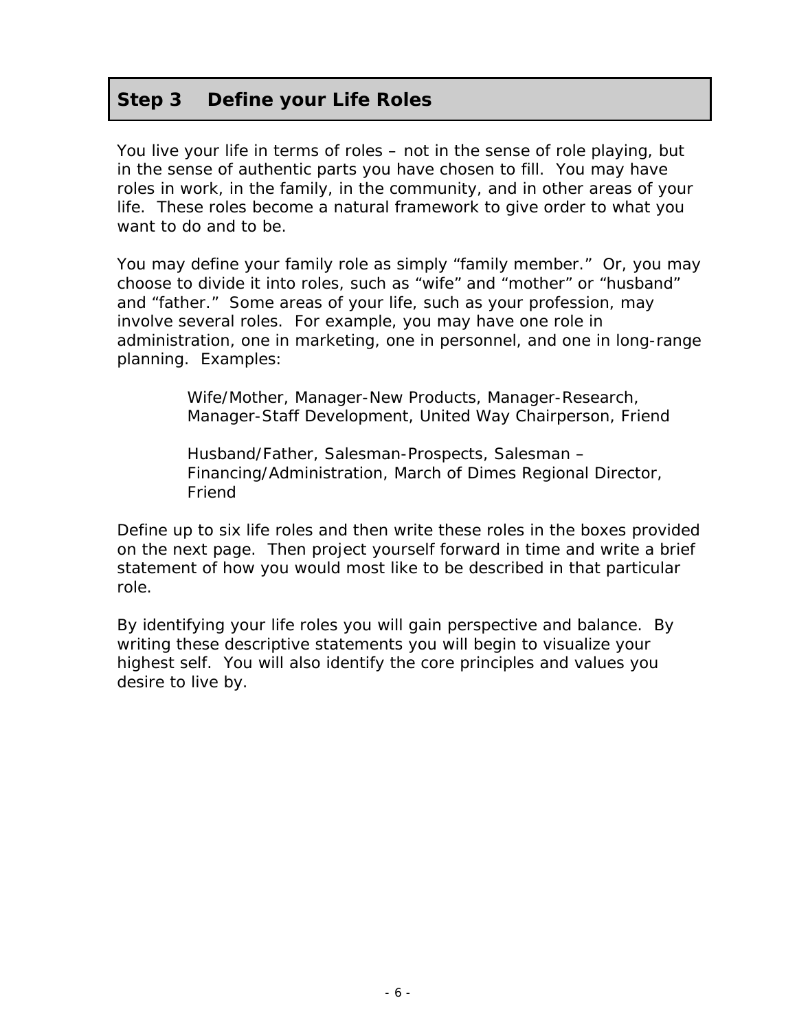## Step 3 Define your Life Roles

You live your life in terms of roles – not in the sense of role playing, but in the sense of authentic parts you have chosen to fill. You may have roles in work, in the family, in the community, and in other areas of your life. These roles become a natural framework to give order to what you want to do and to be.

You may define your family role as simply "family member." Or, you may choose to divide it into roles, such as "wife" and "mother" or "husband" and "father." Some areas of your life, such as your profession, may involve several roles. For example, you may have one role in administration, one in marketing, one in personnel, and one in long-range planning. Examples:

> Wife/Mother, Manager-New Products, Manager-Research, Manager-Staff Development, United Way Chairperson, Friend
>
> Husband/Father, Salesman-Prospects, Salesman – Financing/Administration, March of Dimes Regional Director, Friend

Define up to six life roles and then write these roles in the boxes provided on the next page. Then project yourself forward in time and write a brief statement of how you would most like to be described in that particular role.

By identifying your life roles you will gain perspective and balance. By writing these descriptive statements you will begin to visualize your highest self. You will also identify the core principles and values you desire to live by.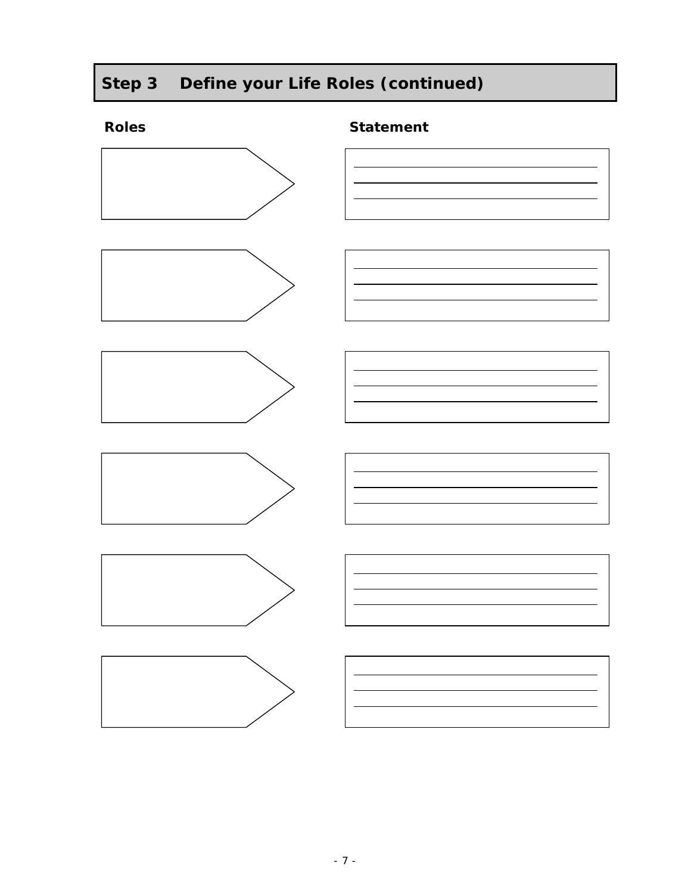## Step 3 Define your Life Roles (continued)

| Roles | Statement |
|---|---|
| | |
| | |
| | |
| | |
| | |
| | |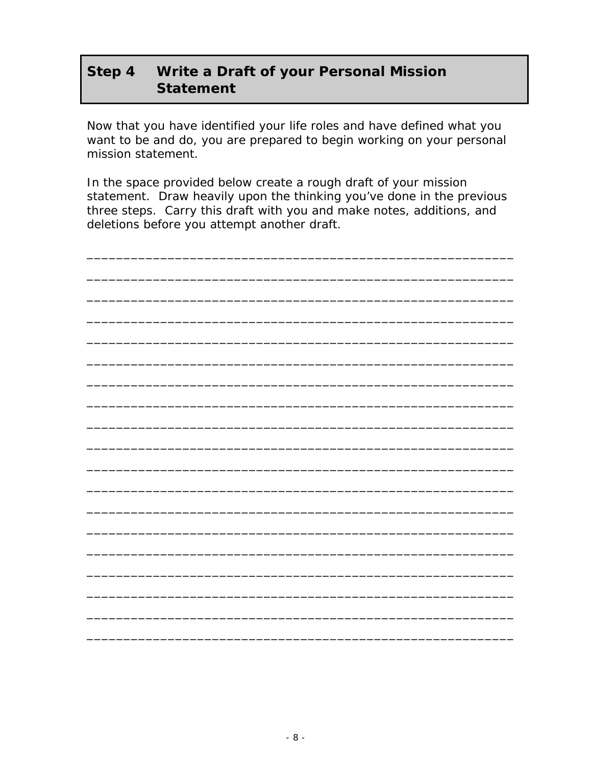## Step 4 Write a Draft of your Personal Mission Statement

Now that you have identified your life roles and have defined what you want to be and do, you are prepared to begin working on your personal mission statement.

In the space provided below create a rough draft of your mission statement. Draw heavily upon the thinking you've done in the previous three steps. Carry this draft with you and make notes, additions, and deletions before you attempt another draft.

____________________________________________________________

____________________________________________________________

____________________________________________________________

____________________________________________________________

____________________________________________________________

____________________________________________________________

____________________________________________________________

____________________________________________________________

____________________________________________________________

____________________________________________________________

____________________________________________________________

____________________________________________________________

____________________________________________________________

____________________________________________________________

____________________________________________________________

____________________________________________________________

____________________________________________________________

____________________________________________________________

____________________________________________________________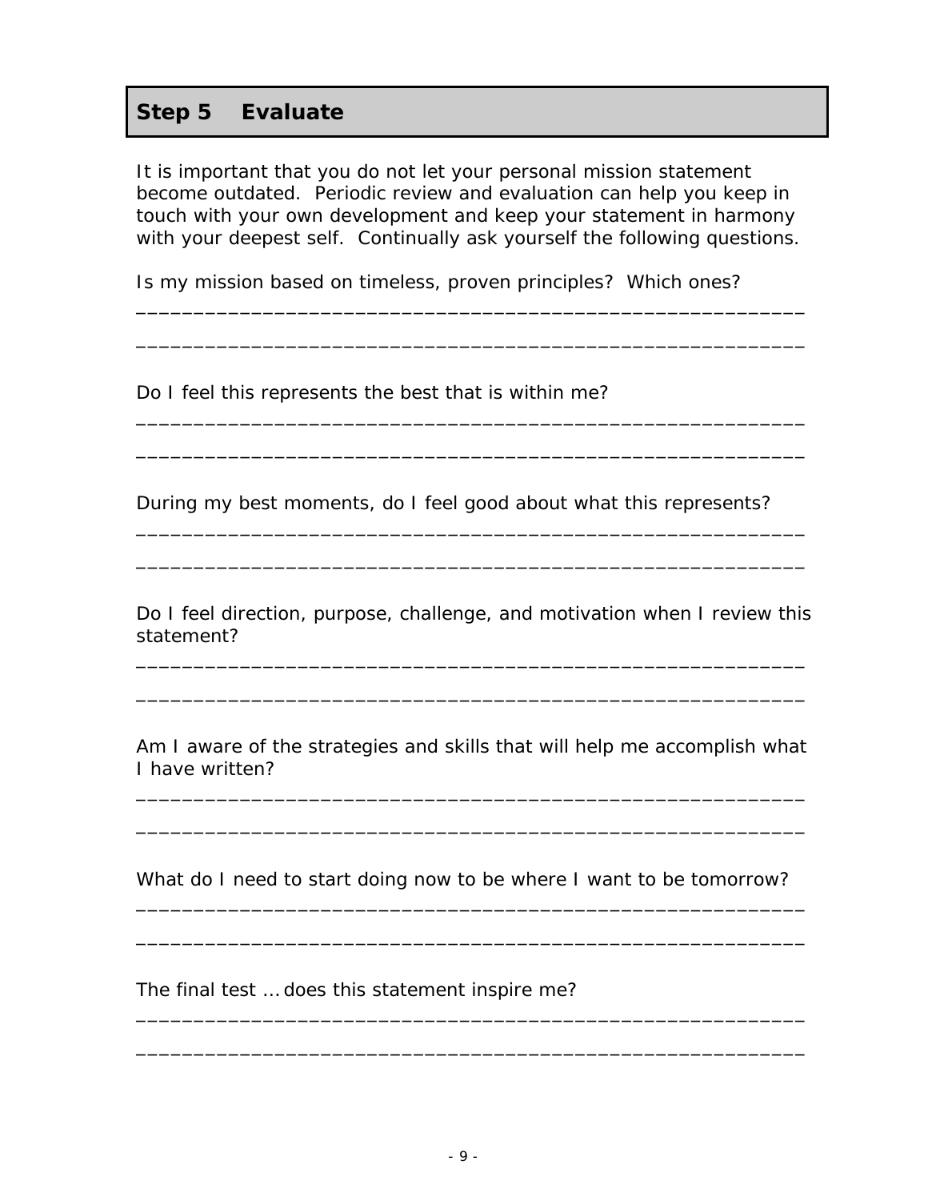## Step 5 Evaluate

It is important that you do not let your personal mission statement become outdated. Periodic review and evaluation can help you keep in touch with your own development and keep your statement in harmony with your deepest self. Continually ask yourself the following questions.

Is my mission based on timeless, proven principles? Which ones?

____________________________________________________________

____________________________________________________________

Do I feel this represents the best that is within me?

____________________________________________________________

____________________________________________________________

During my best moments, do I feel good about what this represents?

____________________________________________________________

____________________________________________________________

Do I feel direction, purpose, challenge, and motivation when I review this statement?

____________________________________________________________

____________________________________________________________

Am I aware of the strategies and skills that will help me accomplish what I have written?

____________________________________________________________

____________________________________________________________

What do I need to start doing now to be where I want to be tomorrow?

____________________________________________________________

____________________________________________________________

The final test … does this statement inspire me?

____________________________________________________________

____________________________________________________________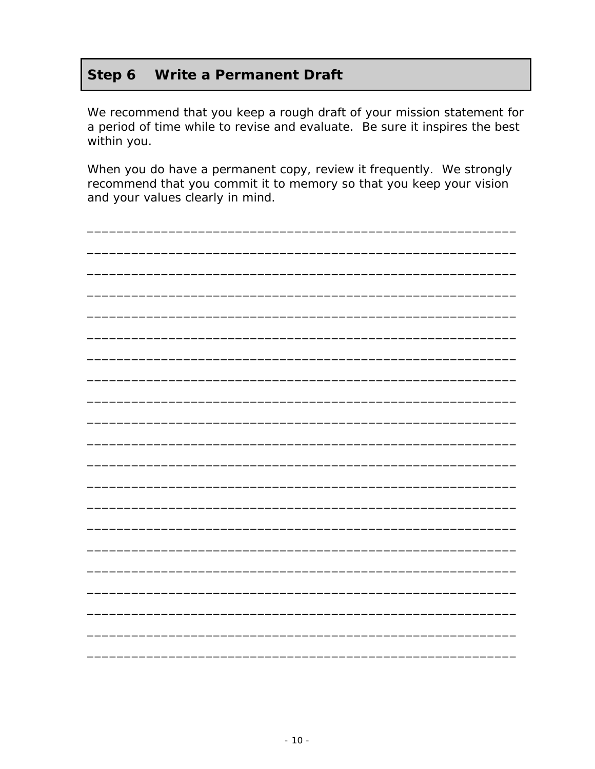## Step 6 Write a Permanent Draft

We recommend that you keep a rough draft of your mission statement for a period of time while to revise and evaluate. Be sure it inspires the best within you.

When you do have a permanent copy, review it frequently. We strongly recommend that you commit it to memory so that you keep your vision and your values clearly in mind.

___________________________________________________________

___________________________________________________________

___________________________________________________________

___________________________________________________________

___________________________________________________________

___________________________________________________________

___________________________________________________________

___________________________________________________________

___________________________________________________________

___________________________________________________________

___________________________________________________________

___________________________________________________________

___________________________________________________________

___________________________________________________________

___________________________________________________________

___________________________________________________________

___________________________________________________________

___________________________________________________________

___________________________________________________________

___________________________________________________________

___________________________________________________________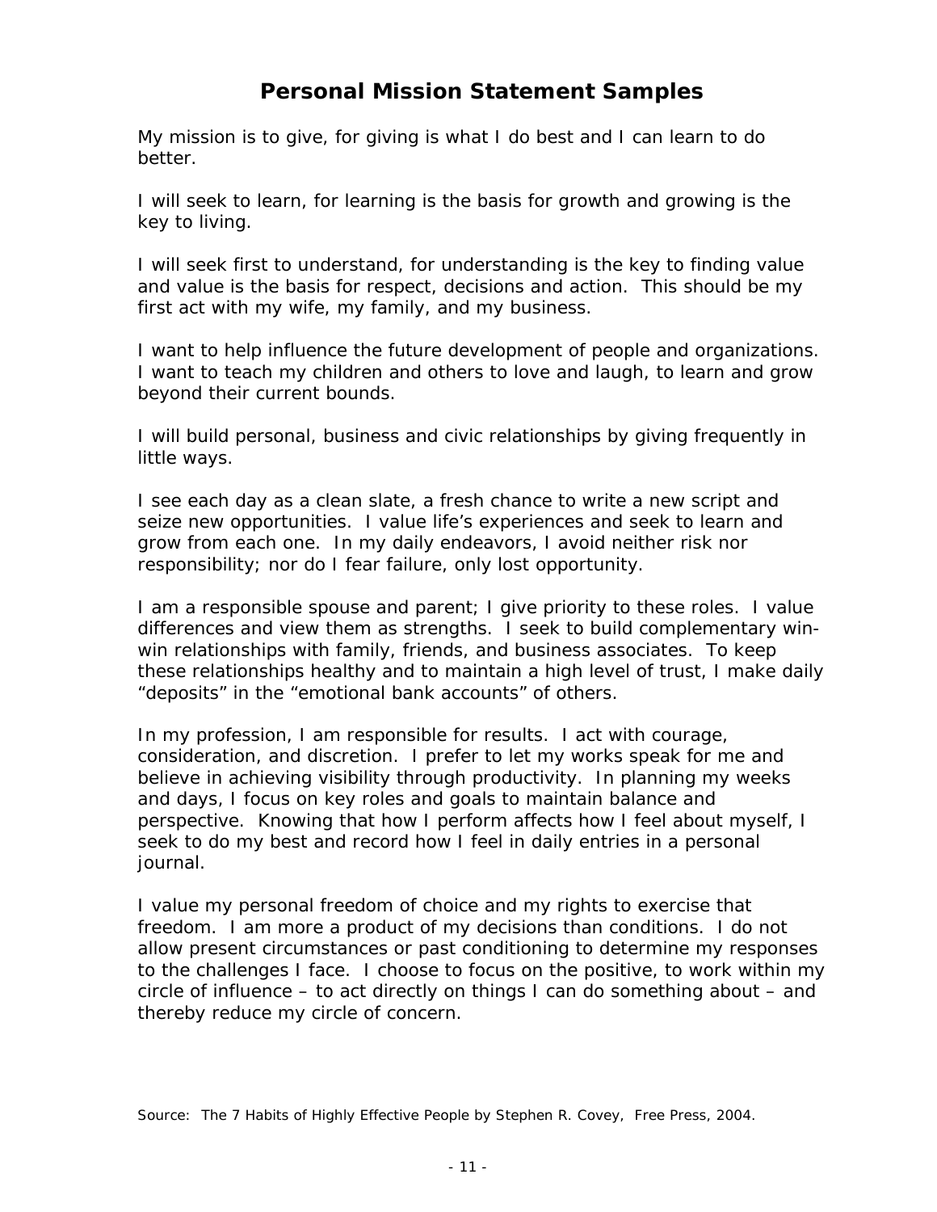# Personal Mission Statement Samples

My mission is to give, for giving is what I do best and I can learn to do better.

I will seek to learn, for learning is the basis for growth and growing is the key to living.

I will seek first to understand, for understanding is the key to finding value and value is the basis for respect, decisions and action. This should be my first act with my wife, my family, and my business.

I want to help influence the future development of people and organizations. I want to teach my children and others to love and laugh, to learn and grow beyond their current bounds.

I will build personal, business and civic relationships by giving frequently in little ways.

I see each day as a clean slate, a fresh chance to write a new script and seize new opportunities. I value life's experiences and seek to learn and grow from each one. In my daily endeavors, I avoid neither risk nor responsibility; nor do I fear failure, only lost opportunity.

I am a responsible spouse and parent; I give priority to these roles. I value differences and view them as strengths. I seek to build complementary win-win relationships with family, friends, and business associates. To keep these relationships healthy and to maintain a high level of trust, I make daily "deposits" in the "emotional bank accounts" of others.

In my profession, I am responsible for results. I act with courage, consideration, and discretion. I prefer to let my works speak for me and believe in achieving visibility through productivity. In planning my weeks and days, I focus on key roles and goals to maintain balance and perspective. Knowing that how I perform affects how I feel about myself, I seek to do my best and record how I feel in daily entries in a personal journal.

I value my personal freedom of choice and my rights to exercise that freedom. I am more a product of my decisions than conditions. I do not allow present circumstances or past conditioning to determine my responses to the challenges I face. I choose to focus on the positive, to work within my circle of influence – to act directly on things I can do something about – and thereby reduce my circle of concern.

Source: The 7 Habits of Highly Effective People by Stephen R. Covey, Free Press, 2004.